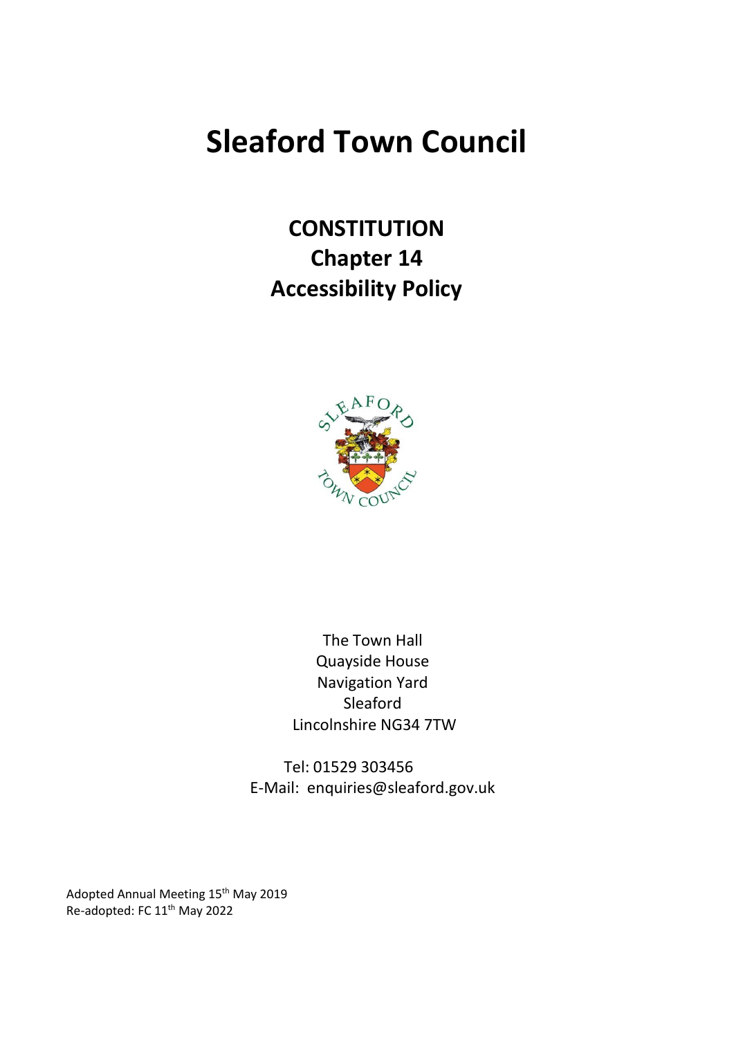# Sleaford Town Council

## CONSTITUTION
## Chapter 14
## Accessibility Policy

The Town Hall
Quayside House
Navigation Yard
Sleaford
Lincolnshire NG34 7TW

Tel: 01529 303456
E-Mail: enquiries@sleaford.gov.uk

Adopted Annual Meeting 15th May 2019
Re-adopted: FC 11th May 2022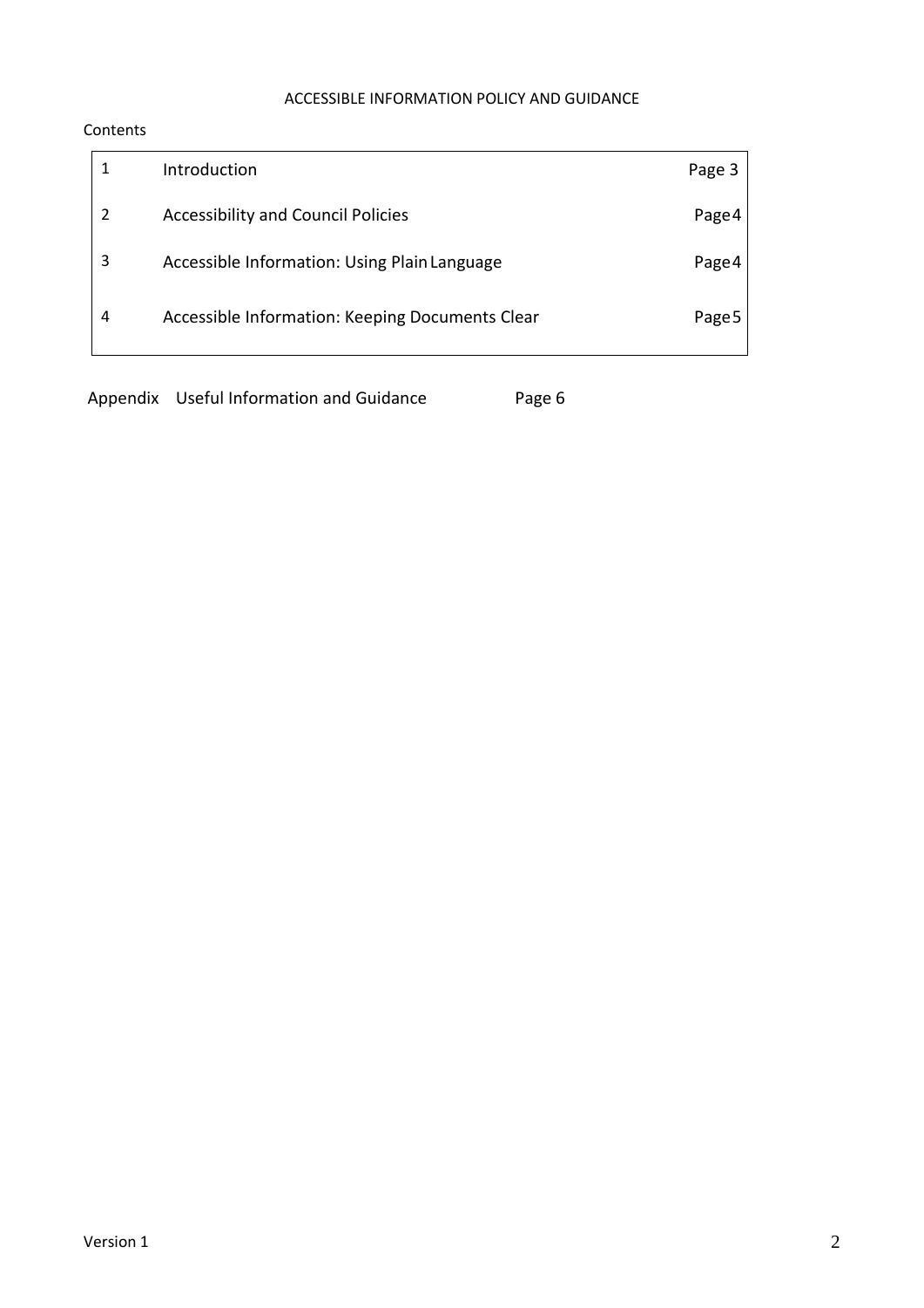ACCESSIBLE INFORMATION POLICY AND GUIDANCE

Contents

| | | |
|---|---|---|
| 1 | Introduction | Page 3 |
| 2 | Accessibility and Council Policies | Page 4 |
| 3 | Accessible Information: Using Plain Language | Page 4 |
| 4 | Accessible Information: Keeping Documents Clear | Page 5 |

Appendix Useful Information and Guidance Page 6

Version 1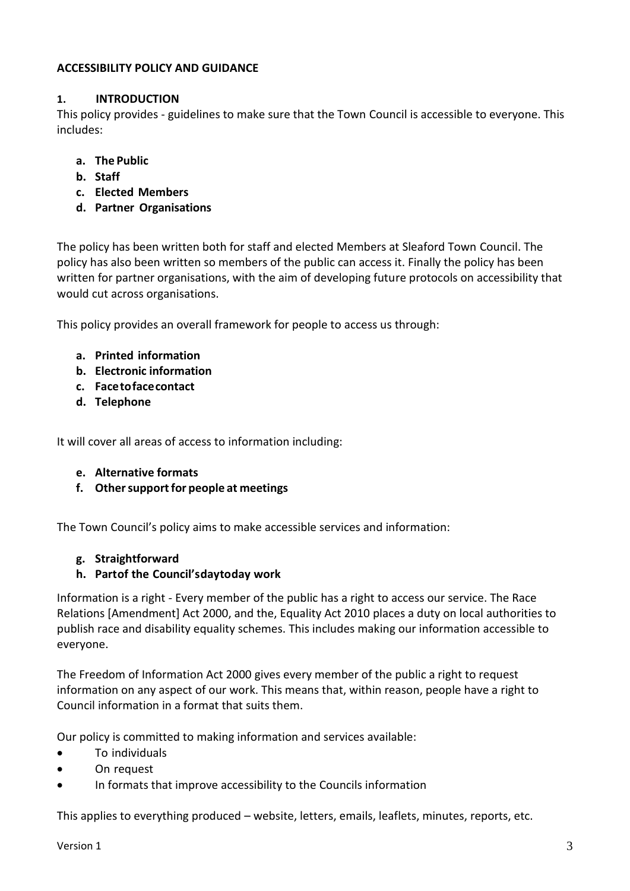**ACCESSIBILITY POLICY AND GUIDANCE**

## 1. INTRODUCTION

This policy provides - guidelines to make sure that the Town Council is accessible to everyone. This includes:

- **a. The Public**
- **b. Staff**
- **c. Elected Members**
- **d. Partner Organisations**

The policy has been written both for staff and elected Members at Sleaford Town Council. The policy has also been written so members of the public can access it. Finally the policy has been written for partner organisations, with the aim of developing future protocols on accessibility that would cut across organisations.

This policy provides an overall framework for people to access us through:

- **a. Printed information**
- **b. Electronic information**
- **c. Face to face contact**
- **d. Telephone**

It will cover all areas of access to information including:

- **e. Alternative formats**
- **f. Other support for people at meetings**

The Town Council's policy aims to make accessible services and information:

- **g. Straightforward**
- **h. Part of the Council's day to day work**

Information is a right - Every member of the public has a right to access our service. The Race Relations [Amendment] Act 2000, and the, Equality Act 2010 places a duty on local authorities to publish race and disability equality schemes. This includes making our information accessible to everyone.

The Freedom of Information Act 2000 gives every member of the public a right to request information on any aspect of our work. This means that, within reason, people have a right to Council information in a format that suits them.

Our policy is committed to making information and services available:

- To individuals
- On request
- In formats that improve accessibility to the Councils information

This applies to everything produced – website, letters, emails, leaflets, minutes, reports, etc.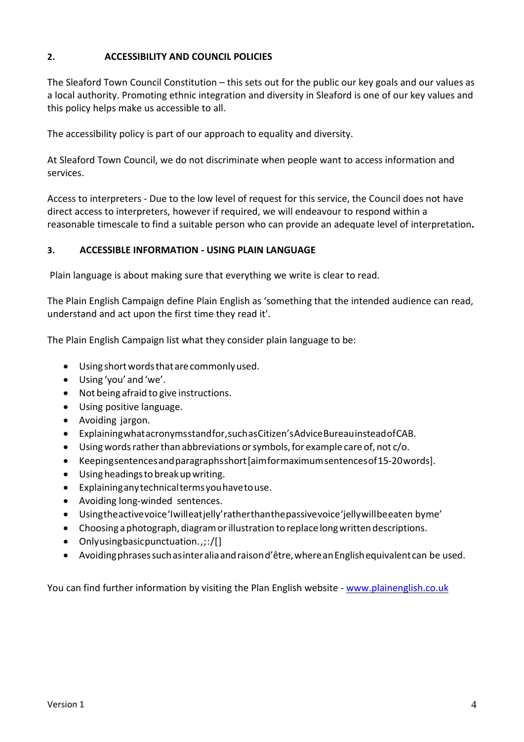## 2. ACCESSIBILITY AND COUNCIL POLICIES

The Sleaford Town Council Constitution – this sets out for the public our key goals and our values as a local authority. Promoting ethnic integration and diversity in Sleaford is one of our key values and this policy helps make us accessible to all.

The accessibility policy is part of our approach to equality and diversity.

At Sleaford Town Council, we do not discriminate when people want to access information and services.

Access to interpreters - Due to the low level of request for this service, the Council does not have direct access to interpreters, however if required, we will endeavour to respond within a reasonable timescale to find a suitable person who can provide an adequate level of interpretation**.**

## 3. ACCESSIBLE INFORMATION - USING PLAIN LANGUAGE

Plain language is about making sure that everything we write is clear to read.

The Plain English Campaign define Plain English as 'something that the intended audience can read, understand and act upon the first time they read it'.

The Plain English Campaign list what they consider plain language to be:

- Using short words that are commonly used.
- Using 'you' and 'we'.
- Not being afraid to give instructions.
- Using positive language.
- Avoiding jargon.
- Explaining what acronyms stand for, such as Citizen's Advice Bureau instead of CAB.
- Using words rather than abbreviations or symbols, for example care of, not c/o.
- Keeping sentences and paragraphs short [aim for maximum sentences of 15-20 words].
- Using headings to break up writing.
- Explaining any technical terms you have to use.
- Avoiding long-winded sentences.
- Using the active voice 'I will eat jelly' rather than the passive voice 'jelly will be eaten by me'
- Choosing a photograph, diagram or illustration to replace long written descriptions.
- Only using basic punctuation . , ; : / [ ]
- Avoiding phrases such as inter alia and raison d'être, where an English equivalent can be used.

You can find further information by visiting the Plan English website - www.plainenglish.co.uk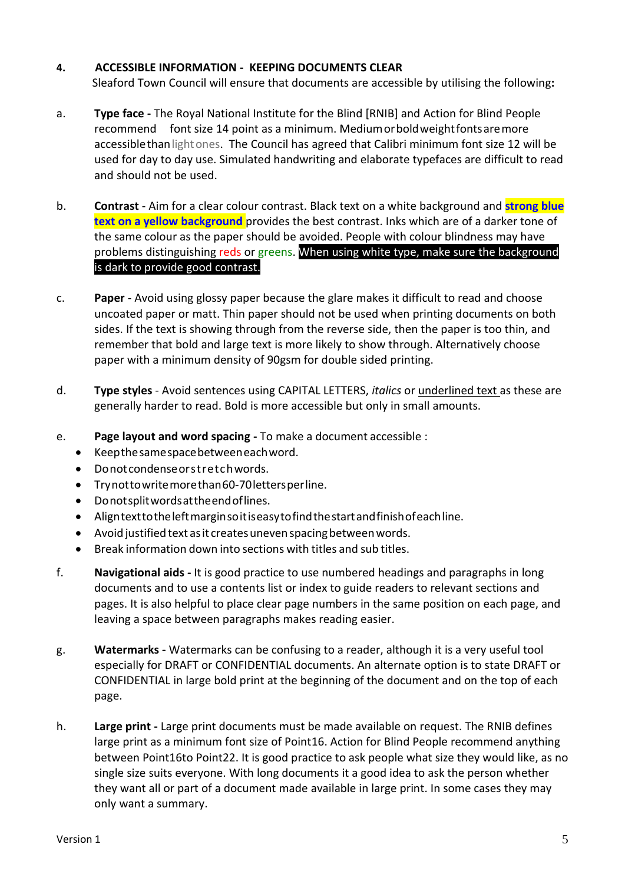## 4. ACCESSIBLE INFORMATION - KEEPING DOCUMENTS CLEAR

Sleaford Town Council will ensure that documents are accessible by utilising the following**:**

a. **Type face -** The Royal National Institute for the Blind [RNIB] and Action for Blind People recommend font size 14 point as a minimum. Medium or bold weight fonts are more accessible than light ones. The Council has agreed that Calibri minimum font size 12 will be used for day to day use. Simulated handwriting and elaborate typefaces are difficult to read and should not be used.

b. **Contrast** - Aim for a clear colour contrast. Black text on a white background and **strong blue text on a yellow background** provides the best contrast. Inks which are of a darker tone of the same colour as the paper should be avoided. People with colour blindness may have problems distinguishing reds or greens. When using white type, make sure the background is dark to provide good contrast.

c. **Paper** - Avoid using glossy paper because the glare makes it difficult to read and choose uncoated paper or matt. Thin paper should not be used when printing documents on both sides. If the text is showing through from the reverse side, then the paper is too thin, and remember that bold and large text is more likely to show through. Alternatively choose paper with a minimum density of 90gsm for double sided printing.

d. **Type styles** - Avoid sentences using CAPITAL LETTERS, *italics* or <u>underlined text</u> as these are generally harder to read. Bold is more accessible but only in small amounts.

e. **Page layout and word spacing -** To make a document accessible :

- Keep the same space between each word.
- Do not condense or stretch words.
- Try not to write more than 60-70 letters per line.
- Do not split words at the end of lines.
- Align text to the left margin so it is easy to find the start and finish of each line.
- Avoid justified text as it creates uneven spacing between words.
- Break information down into sections with titles and sub titles.

f. **Navigational aids -** It is good practice to use numbered headings and paragraphs in long documents and to use a contents list or index to guide readers to relevant sections and pages. It is also helpful to place clear page numbers in the same position on each page, and leaving a space between paragraphs makes reading easier.

g. **Watermarks -** Watermarks can be confusing to a reader, although it is a very useful tool especially for DRAFT or CONFIDENTIAL documents. An alternate option is to state DRAFT or CONFIDENTIAL in large bold print at the beginning of the document and on the top of each page.

h. **Large print -** Large print documents must be made available on request. The RNIB defines large print as a minimum font size of Point16. Action for Blind People recommend anything between Point16to Point22. It is good practice to ask people what size they would like, as no single size suits everyone. With long documents it a good idea to ask the person whether they want all or part of a document made available in large print. In some cases they may only want a summary.

Version 1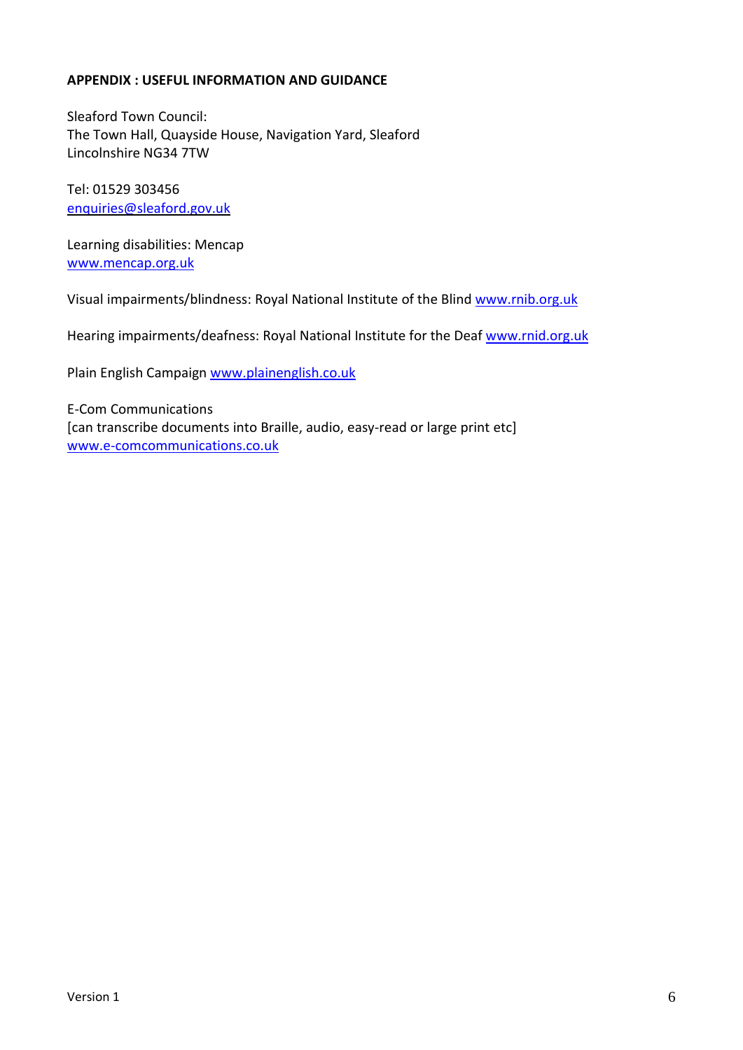**APPENDIX : USEFUL INFORMATION AND GUIDANCE**

Sleaford Town Council:
The Town Hall, Quayside House, Navigation Yard, Sleaford
Lincolnshire NG34 7TW

Tel: 01529 303456
enquiries@sleaford.gov.uk

Learning disabilities: Mencap
www.mencap.org.uk

Visual impairments/blindness: Royal National Institute of the Blind www.rnib.org.uk

Hearing impairments/deafness: Royal National Institute for the Deaf www.rnid.org.uk

Plain English Campaign www.plainenglish.co.uk

E-Com Communications
[can transcribe documents into Braille, audio, easy-read or large print etc]
www.e-comcommunications.co.uk

Version 1